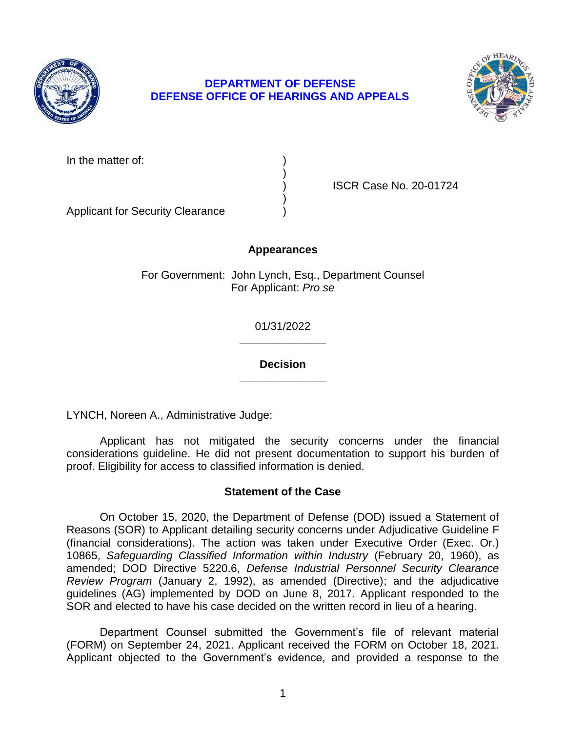**DEPARTMENT OF DEFENSE**
**DEFENSE OFFICE OF HEARINGS AND APPEALS**

| | | |
|---|---|---|
| In the matter of: | ) | |
| | ) | |
| | ) | ISCR Case No. 20-01724 |
| | ) | |
| Applicant for Security Clearance | ) | |

**Appearances**

For Government: John Lynch, Esq., Department Counsel
For Applicant: *Pro se*

01/31/2022

______________

**Decision**

______________

LYNCH, Noreen A., Administrative Judge:

Applicant has not mitigated the security concerns under the financial considerations guideline. He did not present documentation to support his burden of proof. Eligibility for access to classified information is denied.

## Statement of the Case

On October 15, 2020, the Department of Defense (DOD) issued a Statement of Reasons (SOR) to Applicant detailing security concerns under Adjudicative Guideline F (financial considerations). The action was taken under Executive Order (Exec. Or.) 10865, *Safeguarding Classified Information within Industry* (February 20, 1960), as amended; DOD Directive 5220.6, *Defense Industrial Personnel Security Clearance Review Program* (January 2, 1992), as amended (Directive); and the adjudicative guidelines (AG) implemented by DOD on June 8, 2017. Applicant responded to the SOR and elected to have his case decided on the written record in lieu of a hearing.

Department Counsel submitted the Government's file of relevant material (FORM) on September 24, 2021. Applicant received the FORM on October 18, 2021. Applicant objected to the Government's evidence, and provided a response to the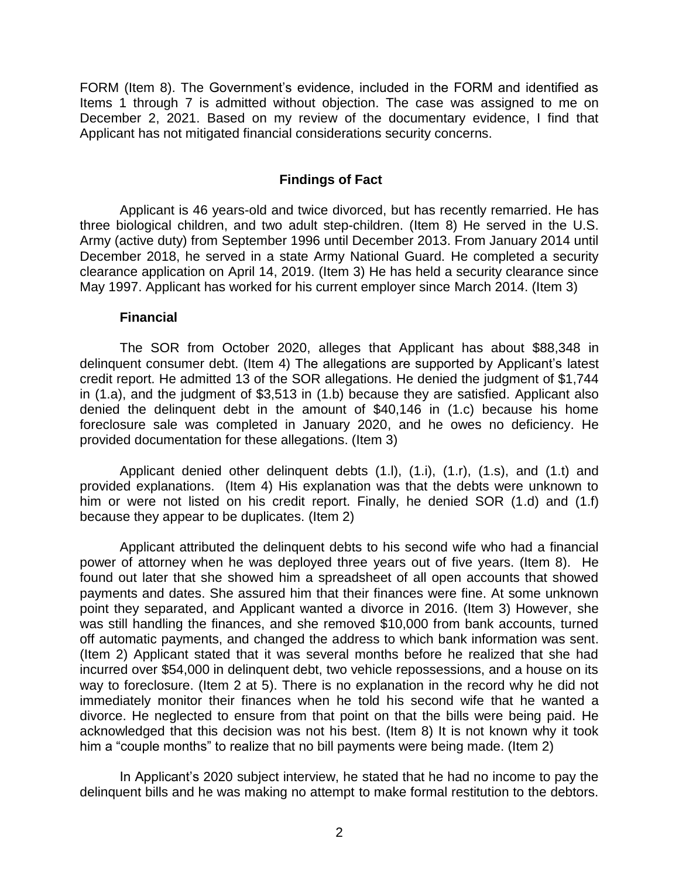FORM (Item 8). The Government's evidence, included in the FORM and identified as Items 1 through 7 is admitted without objection. The case was assigned to me on December 2, 2021. Based on my review of the documentary evidence, I find that Applicant has not mitigated financial considerations security concerns.

## Findings of Fact

Applicant is 46 years-old and twice divorced, but has recently remarried. He has three biological children, and two adult step-children. (Item 8) He served in the U.S. Army (active duty) from September 1996 until December 2013. From January 2014 until December 2018, he served in a state Army National Guard. He completed a security clearance application on April 14, 2019. (Item 3) He has held a security clearance since May 1997. Applicant has worked for his current employer since March 2014. (Item 3)

### Financial

The SOR from October 2020, alleges that Applicant has about $88,348 in delinquent consumer debt. (Item 4) The allegations are supported by Applicant's latest credit report. He admitted 13 of the SOR allegations. He denied the judgment of $1,744 in (1.a), and the judgment of $3,513 in (1.b) because they are satisfied. Applicant also denied the delinquent debt in the amount of $40,146 in (1.c) because his home foreclosure sale was completed in January 2020, and he owes no deficiency. He provided documentation for these allegations. (Item 3)

Applicant denied other delinquent debts (1.l), (1.i), (1.r), (1.s), and (1.t) and provided explanations. (Item 4) His explanation was that the debts were unknown to him or were not listed on his credit report. Finally, he denied SOR (1.d) and (1.f) because they appear to be duplicates. (Item 2)

Applicant attributed the delinquent debts to his second wife who had a financial power of attorney when he was deployed three years out of five years. (Item 8). He found out later that she showed him a spreadsheet of all open accounts that showed payments and dates. She assured him that their finances were fine. At some unknown point they separated, and Applicant wanted a divorce in 2016. (Item 3) However, she was still handling the finances, and she removed $10,000 from bank accounts, turned off automatic payments, and changed the address to which bank information was sent. (Item 2) Applicant stated that it was several months before he realized that she had incurred over $54,000 in delinquent debt, two vehicle repossessions, and a house on its way to foreclosure. (Item 2 at 5). There is no explanation in the record why he did not immediately monitor their finances when he told his second wife that he wanted a divorce. He neglected to ensure from that point on that the bills were being paid. He acknowledged that this decision was not his best. (Item 8) It is not known why it took him a "couple months" to realize that no bill payments were being made. (Item 2)

In Applicant's 2020 subject interview, he stated that he had no income to pay the delinquent bills and he was making no attempt to make formal restitution to the debtors.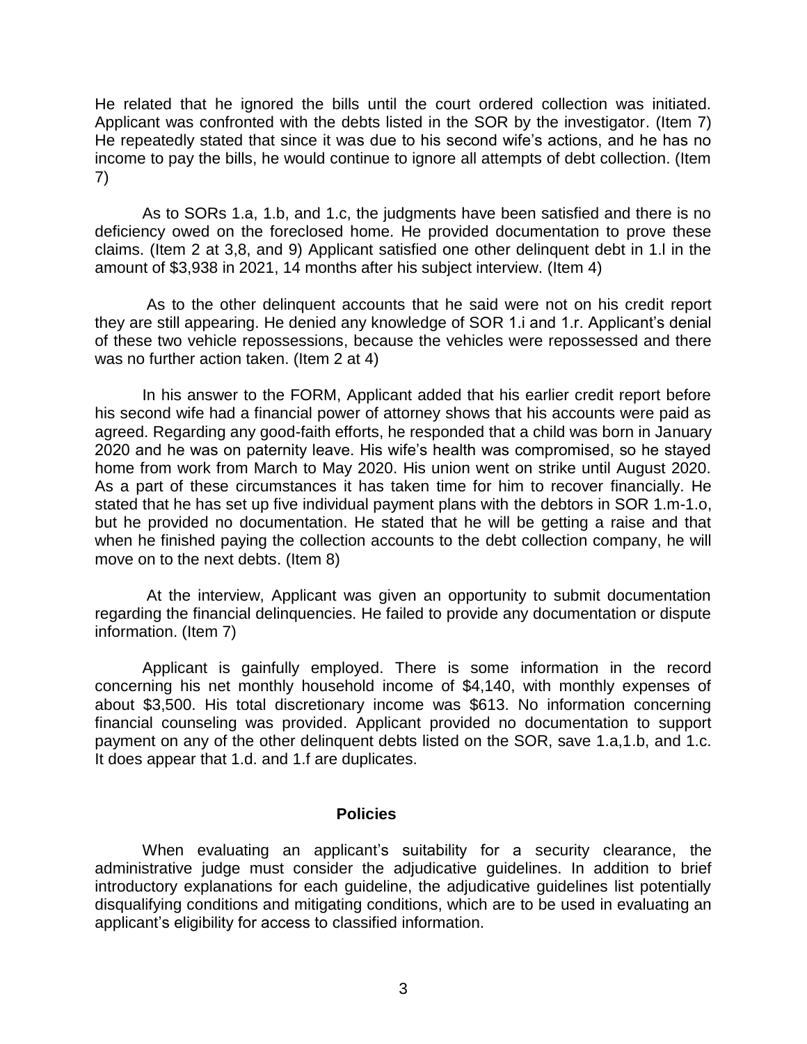He related that he ignored the bills until the court ordered collection was initiated. Applicant was confronted with the debts listed in the SOR by the investigator. (Item 7) He repeatedly stated that since it was due to his second wife's actions, and he has no income to pay the bills, he would continue to ignore all attempts of debt collection. (Item 7)

As to SORs 1.a, 1.b, and 1.c, the judgments have been satisfied and there is no deficiency owed on the foreclosed home. He provided documentation to prove these claims. (Item 2 at 3,8, and 9) Applicant satisfied one other delinquent debt in 1.l in the amount of $3,938 in 2021, 14 months after his subject interview. (Item 4)

As to the other delinquent accounts that he said were not on his credit report they are still appearing. He denied any knowledge of SOR 1.i and 1.r. Applicant's denial of these two vehicle repossessions, because the vehicles were repossessed and there was no further action taken. (Item 2 at 4)

In his answer to the FORM, Applicant added that his earlier credit report before his second wife had a financial power of attorney shows that his accounts were paid as agreed. Regarding any good-faith efforts, he responded that a child was born in January 2020 and he was on paternity leave. His wife's health was compromised, so he stayed home from work from March to May 2020. His union went on strike until August 2020. As a part of these circumstances it has taken time for him to recover financially. He stated that he has set up five individual payment plans with the debtors in SOR 1.m-1.o, but he provided no documentation. He stated that he will be getting a raise and that when he finished paying the collection accounts to the debt collection company, he will move on to the next debts. (Item 8)

At the interview, Applicant was given an opportunity to submit documentation regarding the financial delinquencies. He failed to provide any documentation or dispute information. (Item 7)

Applicant is gainfully employed. There is some information in the record concerning his net monthly household income of $4,140, with monthly expenses of about $3,500. His total discretionary income was $613. No information concerning financial counseling was provided. Applicant provided no documentation to support payment on any of the other delinquent debts listed on the SOR, save 1.a,1.b, and 1.c. It does appear that 1.d. and 1.f are duplicates.

## Policies

When evaluating an applicant's suitability for a security clearance, the administrative judge must consider the adjudicative guidelines. In addition to brief introductory explanations for each guideline, the adjudicative guidelines list potentially disqualifying conditions and mitigating conditions, which are to be used in evaluating an applicant's eligibility for access to classified information.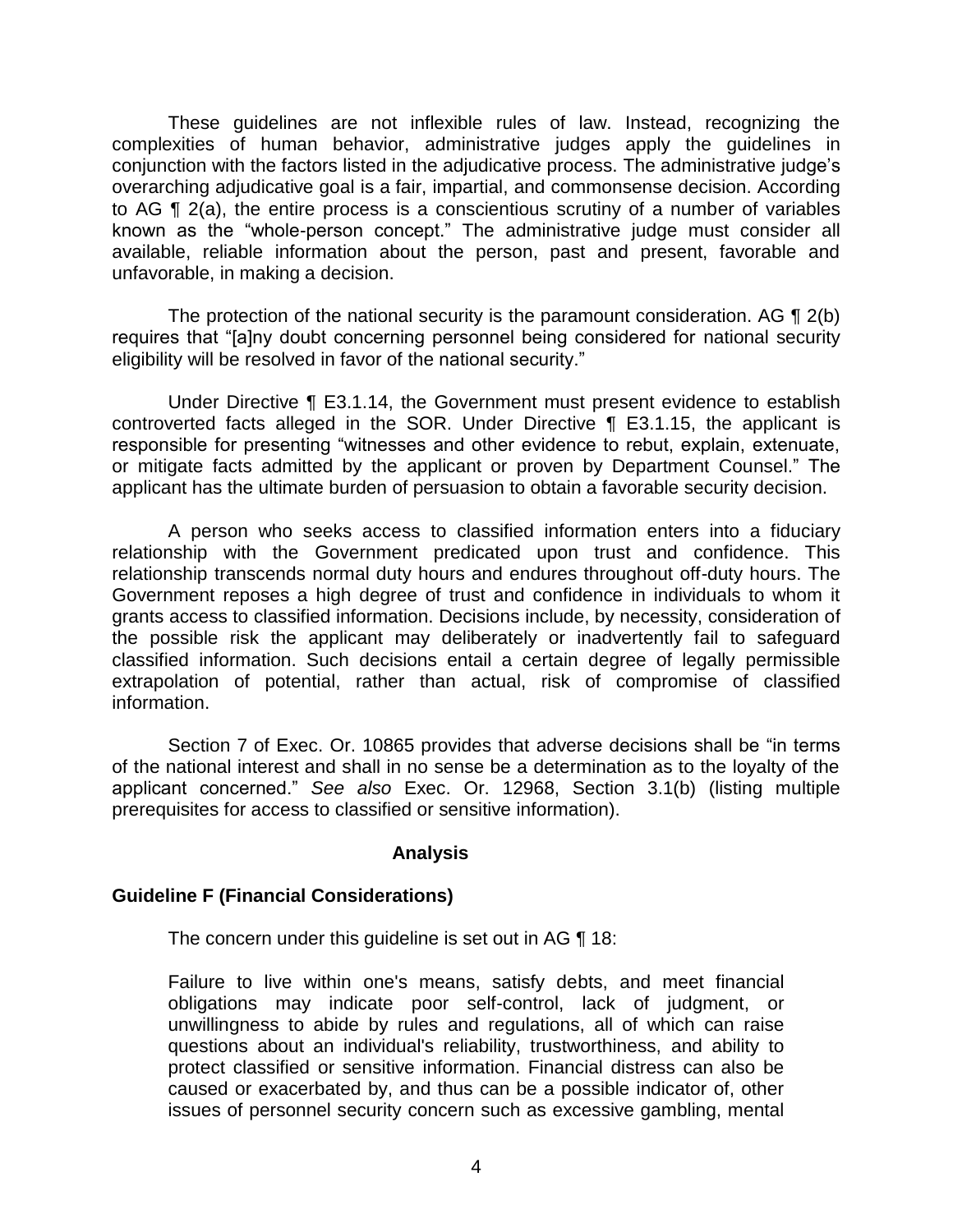These guidelines are not inflexible rules of law. Instead, recognizing the complexities of human behavior, administrative judges apply the guidelines in conjunction with the factors listed in the adjudicative process. The administrative judge's overarching adjudicative goal is a fair, impartial, and commonsense decision. According to AG ¶ 2(a), the entire process is a conscientious scrutiny of a number of variables known as the "whole-person concept." The administrative judge must consider all available, reliable information about the person, past and present, favorable and unfavorable, in making a decision.

The protection of the national security is the paramount consideration. AG ¶ 2(b) requires that "[a]ny doubt concerning personnel being considered for national security eligibility will be resolved in favor of the national security."

Under Directive ¶ E3.1.14, the Government must present evidence to establish controverted facts alleged in the SOR. Under Directive ¶ E3.1.15, the applicant is responsible for presenting "witnesses and other evidence to rebut, explain, extenuate, or mitigate facts admitted by the applicant or proven by Department Counsel." The applicant has the ultimate burden of persuasion to obtain a favorable security decision.

A person who seeks access to classified information enters into a fiduciary relationship with the Government predicated upon trust and confidence. This relationship transcends normal duty hours and endures throughout off-duty hours. The Government reposes a high degree of trust and confidence in individuals to whom it grants access to classified information. Decisions include, by necessity, consideration of the possible risk the applicant may deliberately or inadvertently fail to safeguard classified information. Such decisions entail a certain degree of legally permissible extrapolation of potential, rather than actual, risk of compromise of classified information.

Section 7 of Exec. Or. 10865 provides that adverse decisions shall be "in terms of the national interest and shall in no sense be a determination as to the loyalty of the applicant concerned." *See also* Exec. Or. 12968, Section 3.1(b) (listing multiple prerequisites for access to classified or sensitive information).

## Analysis

### Guideline F (Financial Considerations)

The concern under this guideline is set out in AG ¶ 18:

> Failure to live within one's means, satisfy debts, and meet financial obligations may indicate poor self-control, lack of judgment, or unwillingness to abide by rules and regulations, all of which can raise questions about an individual's reliability, trustworthiness, and ability to protect classified or sensitive information. Financial distress can also be caused or exacerbated by, and thus can be a possible indicator of, other issues of personnel security concern such as excessive gambling, mental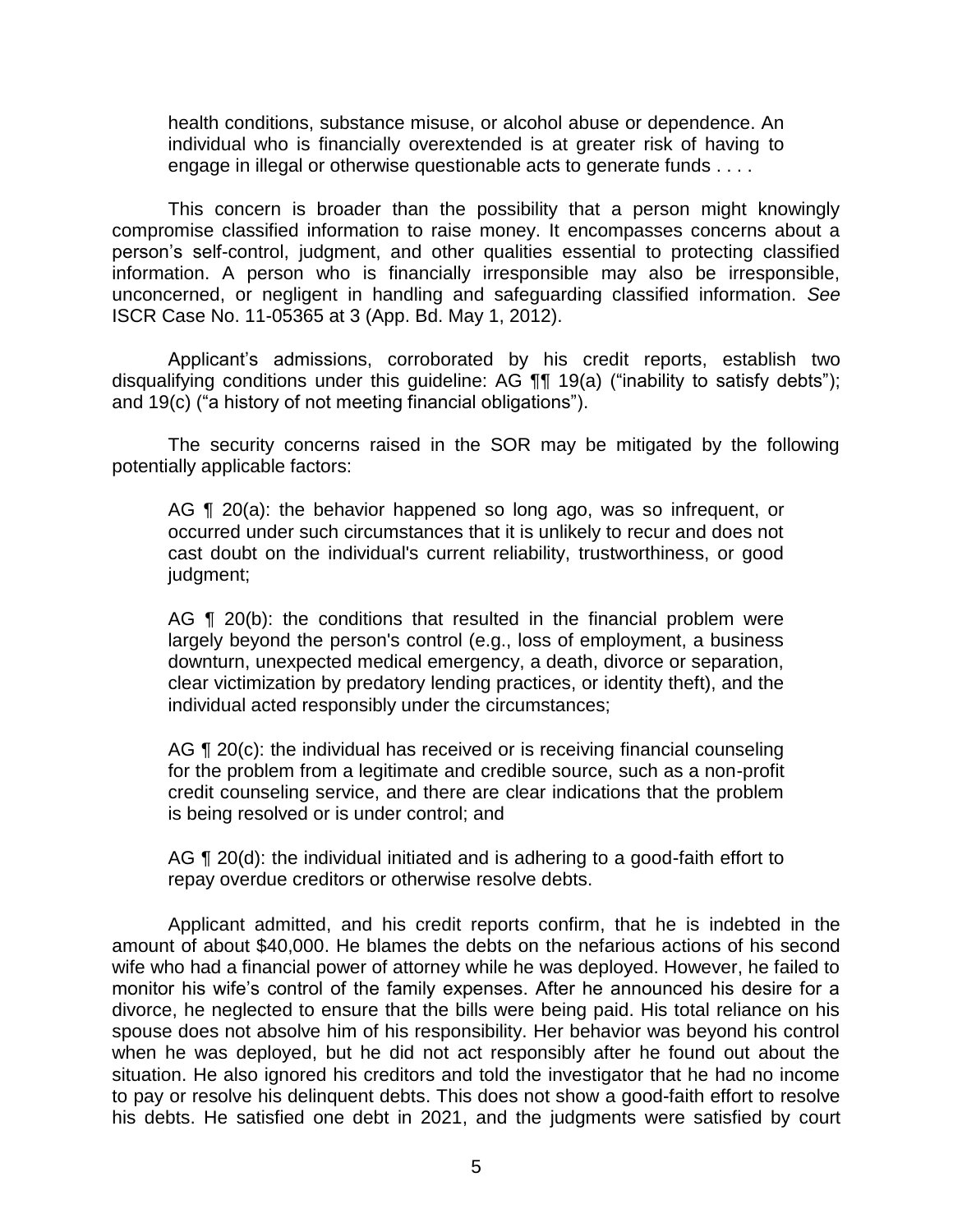health conditions, substance misuse, or alcohol abuse or dependence. An individual who is financially overextended is at greater risk of having to engage in illegal or otherwise questionable acts to generate funds . . . .

This concern is broader than the possibility that a person might knowingly compromise classified information to raise money. It encompasses concerns about a person's self-control, judgment, and other qualities essential to protecting classified information. A person who is financially irresponsible may also be irresponsible, unconcerned, or negligent in handling and safeguarding classified information. *See* ISCR Case No. 11-05365 at 3 (App. Bd. May 1, 2012).

Applicant's admissions, corroborated by his credit reports, establish two disqualifying conditions under this guideline: AG ¶¶ 19(a) ("inability to satisfy debts"); and 19(c) ("a history of not meeting financial obligations").

The security concerns raised in the SOR may be mitigated by the following potentially applicable factors:

> AG ¶ 20(a): the behavior happened so long ago, was so infrequent, or occurred under such circumstances that it is unlikely to recur and does not cast doubt on the individual's current reliability, trustworthiness, or good judgment;
>
> AG ¶ 20(b): the conditions that resulted in the financial problem were largely beyond the person's control (e.g., loss of employment, a business downturn, unexpected medical emergency, a death, divorce or separation, clear victimization by predatory lending practices, or identity theft), and the individual acted responsibly under the circumstances;
>
> AG ¶ 20(c): the individual has received or is receiving financial counseling for the problem from a legitimate and credible source, such as a non-profit credit counseling service, and there are clear indications that the problem is being resolved or is under control; and
>
> AG ¶ 20(d): the individual initiated and is adhering to a good-faith effort to repay overdue creditors or otherwise resolve debts.

Applicant admitted, and his credit reports confirm, that he is indebted in the amount of about $40,000. He blames the debts on the nefarious actions of his second wife who had a financial power of attorney while he was deployed. However, he failed to monitor his wife's control of the family expenses. After he announced his desire for a divorce, he neglected to ensure that the bills were being paid. His total reliance on his spouse does not absolve him of his responsibility. Her behavior was beyond his control when he was deployed, but he did not act responsibly after he found out about the situation. He also ignored his creditors and told the investigator that he had no income to pay or resolve his delinquent debts. This does not show a good-faith effort to resolve his debts. He satisfied one debt in 2021, and the judgments were satisfied by court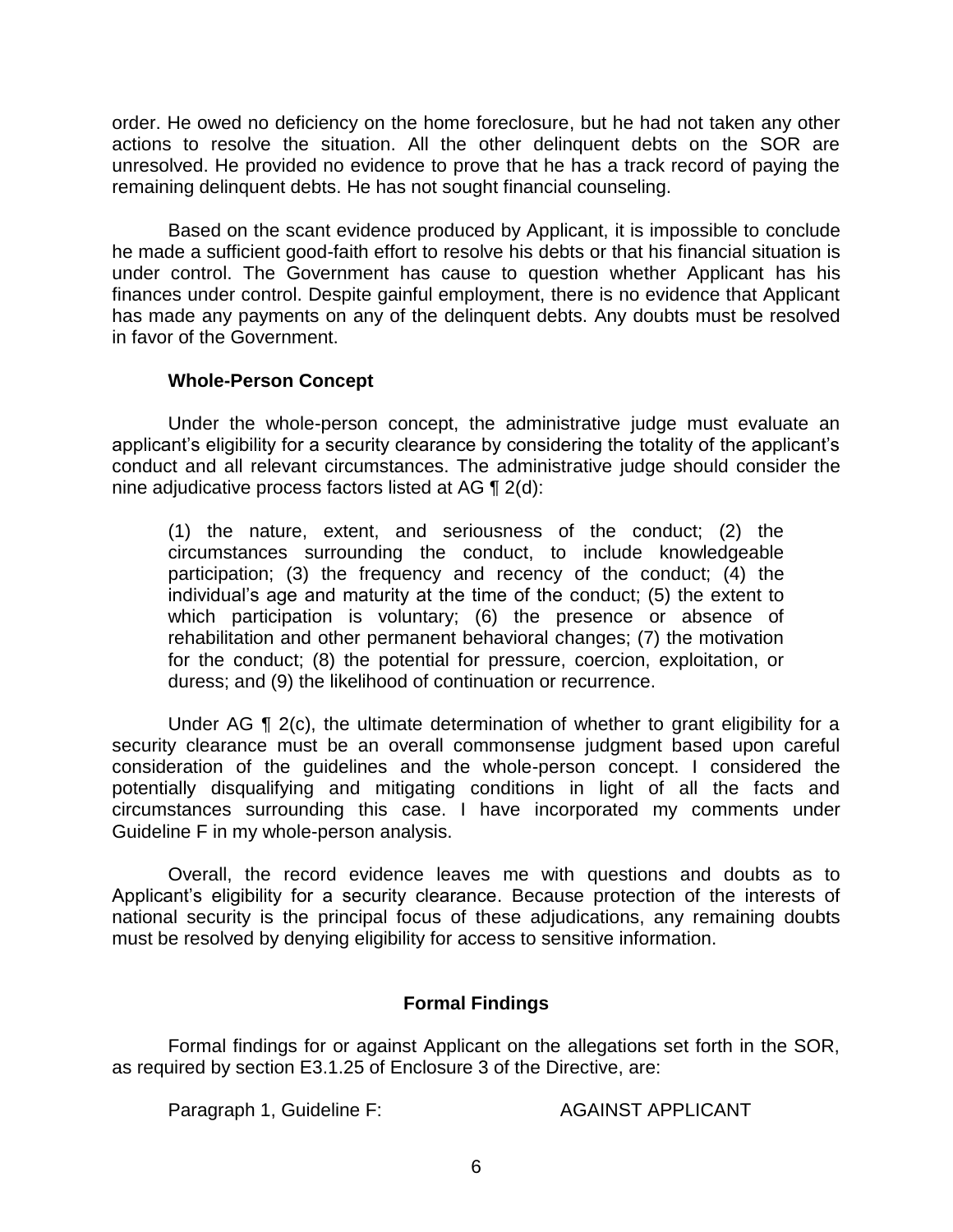order. He owed no deficiency on the home foreclosure, but he had not taken any other actions to resolve the situation. All the other delinquent debts on the SOR are unresolved. He provided no evidence to prove that he has a track record of paying the remaining delinquent debts. He has not sought financial counseling.

Based on the scant evidence produced by Applicant, it is impossible to conclude he made a sufficient good-faith effort to resolve his debts or that his financial situation is under control. The Government has cause to question whether Applicant has his finances under control. Despite gainful employment, there is no evidence that Applicant has made any payments on any of the delinquent debts. Any doubts must be resolved in favor of the Government.

### Whole-Person Concept

Under the whole-person concept, the administrative judge must evaluate an applicant's eligibility for a security clearance by considering the totality of the applicant's conduct and all relevant circumstances. The administrative judge should consider the nine adjudicative process factors listed at AG ¶ 2(d):

> (1) the nature, extent, and seriousness of the conduct; (2) the circumstances surrounding the conduct, to include knowledgeable participation; (3) the frequency and recency of the conduct; (4) the individual's age and maturity at the time of the conduct; (5) the extent to which participation is voluntary; (6) the presence or absence of rehabilitation and other permanent behavioral changes; (7) the motivation for the conduct; (8) the potential for pressure, coercion, exploitation, or duress; and (9) the likelihood of continuation or recurrence.

Under AG ¶ 2(c), the ultimate determination of whether to grant eligibility for a security clearance must be an overall commonsense judgment based upon careful consideration of the guidelines and the whole-person concept. I considered the potentially disqualifying and mitigating conditions in light of all the facts and circumstances surrounding this case. I have incorporated my comments under Guideline F in my whole-person analysis.

Overall, the record evidence leaves me with questions and doubts as to Applicant's eligibility for a security clearance. Because protection of the interests of national security is the principal focus of these adjudications, any remaining doubts must be resolved by denying eligibility for access to sensitive information.

## Formal Findings

Formal findings for or against Applicant on the allegations set forth in the SOR, as required by section E3.1.25 of Enclosure 3 of the Directive, are:

Paragraph 1, Guideline F: AGAINST APPLICANT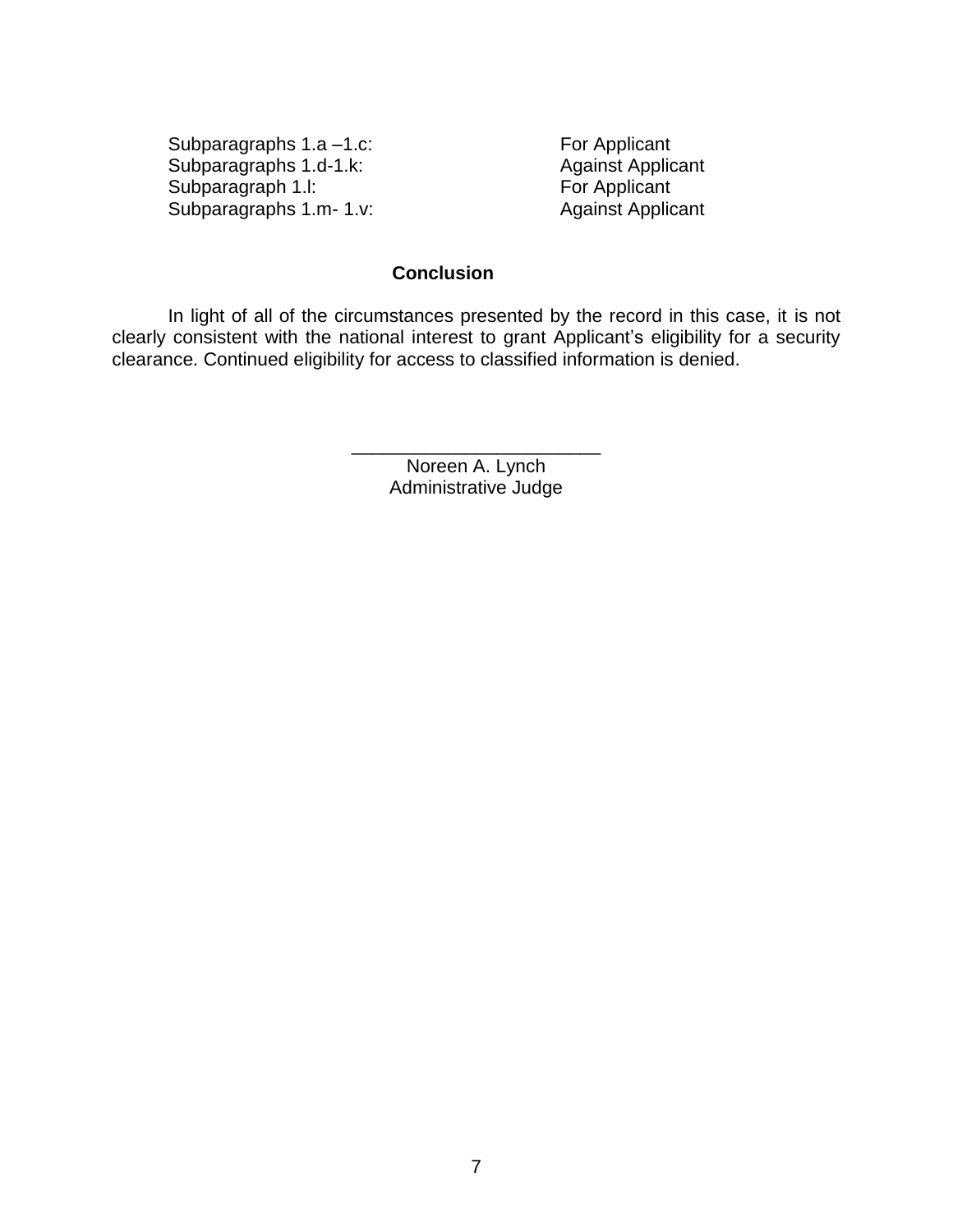| | |
|---|---|
| Subparagraphs 1.a –1.c: | For Applicant |
| Subparagraphs 1.d-1.k: | Against Applicant |
| Subparagraph 1.l: | For Applicant |
| Subparagraphs 1.m- 1.v: | Against Applicant |

## Conclusion

In light of all of the circumstances presented by the record in this case, it is not clearly consistent with the national interest to grant Applicant's eligibility for a security clearance. Continued eligibility for access to classified information is denied.

________________________
Noreen A. Lynch
Administrative Judge